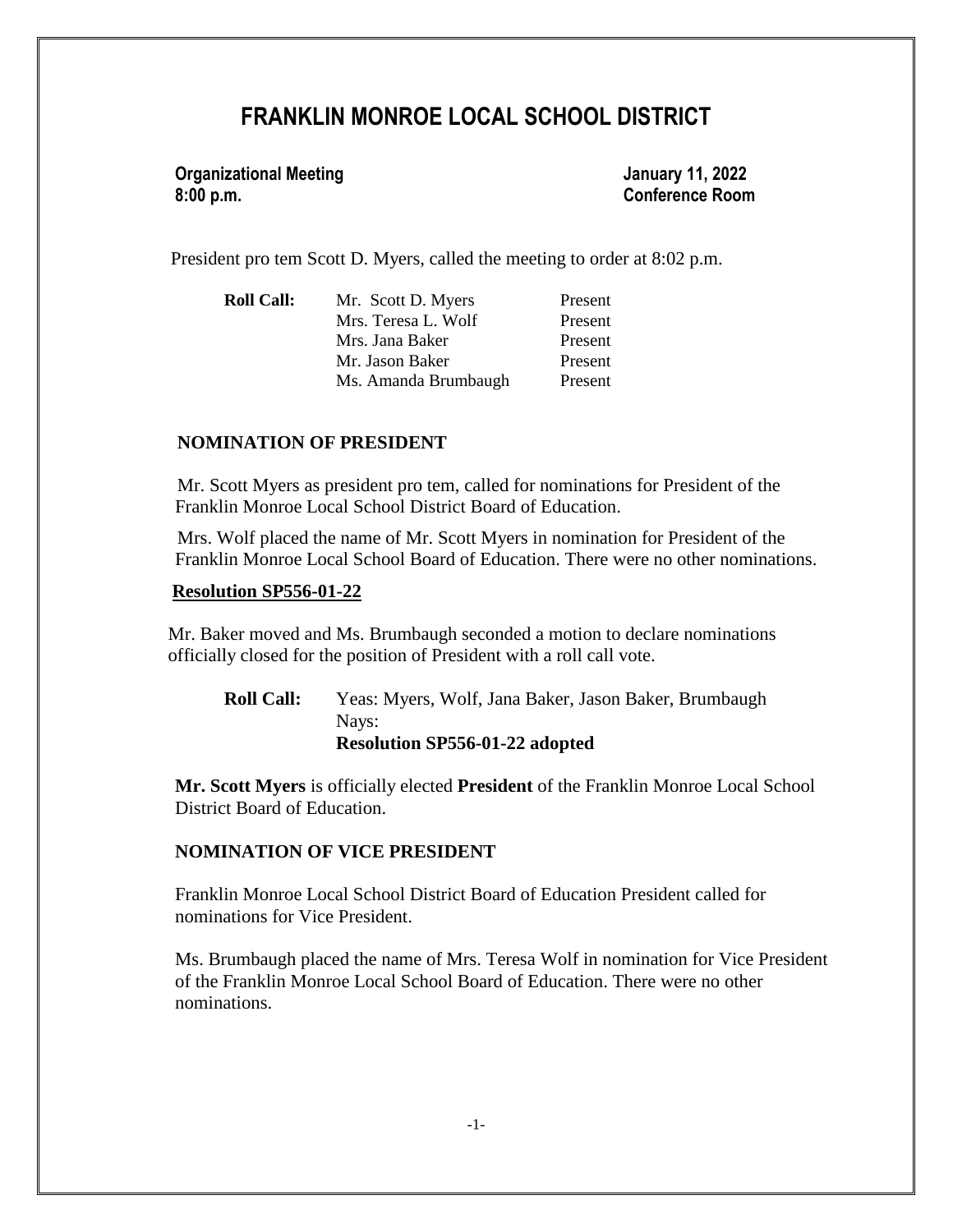# FRANKLIN MONROE LOCAL SCHOOL DISTRICT

**Organizational Meeting** **January 11, 2022**
**8:00 p.m.** **Conference Room**

President pro tem Scott D. Myers, called the meeting to order at 8:02 p.m.

| **Roll Call:** | Mr. Scott D. Myers | Present |
|---|---|---|
| | Mrs. Teresa L. Wolf | Present |
| | Mrs. Jana Baker | Present |
| | Mr. Jason Baker | Present |
| | Ms. Amanda Brumbaugh | Present |

## NOMINATION OF PRESIDENT

Mr. Scott Myers as president pro tem, called for nominations for President of the Franklin Monroe Local School District Board of Education.

Mrs. Wolf placed the name of Mr. Scott Myers in nomination for President of the Franklin Monroe Local School Board of Education. There were no other nominations.

**Resolution SP556-01-22**

Mr. Baker moved and Ms. Brumbaugh seconded a motion to declare nominations officially closed for the position of President with a roll call vote.

**Roll Call:** Yeas: Myers, Wolf, Jana Baker, Jason Baker, Brumbaugh
Nays:
**Resolution SP556-01-22 adopted**

**Mr. Scott Myers** is officially elected **President** of the Franklin Monroe Local School District Board of Education.

## NOMINATION OF VICE PRESIDENT

Franklin Monroe Local School District Board of Education President called for nominations for Vice President.

Ms. Brumbaugh placed the name of Mrs. Teresa Wolf in nomination for Vice President of the Franklin Monroe Local School Board of Education. There were no other nominations.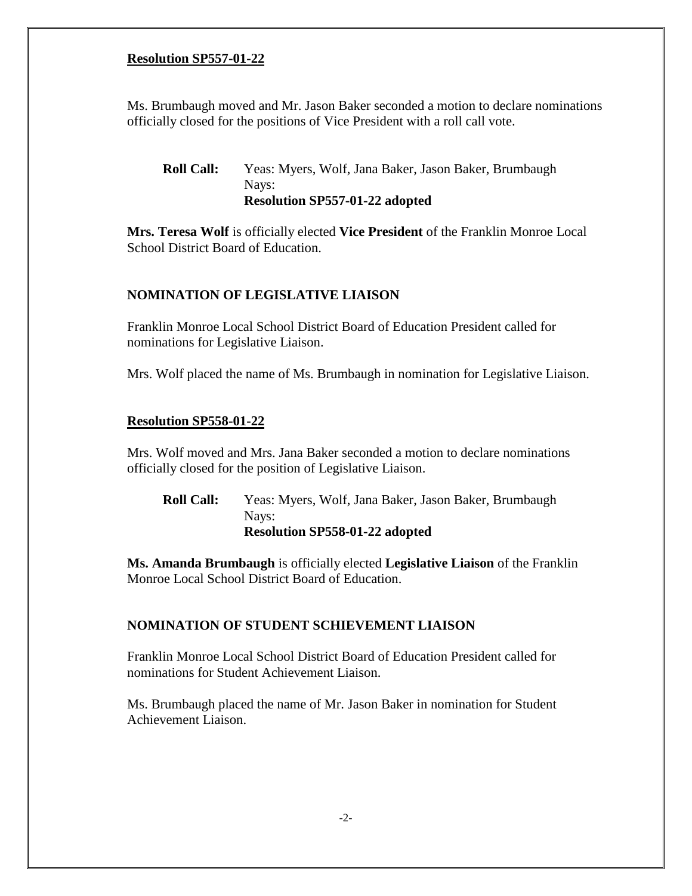**Resolution SP557-01-22**

Ms. Brumbaugh moved and Mr. Jason Baker seconded a motion to declare nominations officially closed for the positions of Vice President with a roll call vote.

**Roll Call:** Yeas: Myers, Wolf, Jana Baker, Jason Baker, Brumbaugh
Nays:
**Resolution SP557-01-22 adopted**

**Mrs. Teresa Wolf** is officially elected **Vice President** of the Franklin Monroe Local School District Board of Education.

**NOMINATION OF LEGISLATIVE LIAISON**

Franklin Monroe Local School District Board of Education President called for nominations for Legislative Liaison.

Mrs. Wolf placed the name of Ms. Brumbaugh in nomination for Legislative Liaison.

**Resolution SP558-01-22**

Mrs. Wolf moved and Mrs. Jana Baker seconded a motion to declare nominations officially closed for the position of Legislative Liaison.

**Roll Call:** Yeas: Myers, Wolf, Jana Baker, Jason Baker, Brumbaugh
Nays:
**Resolution SP558-01-22 adopted**

**Ms. Amanda Brumbaugh** is officially elected **Legislative Liaison** of the Franklin Monroe Local School District Board of Education.

**NOMINATION OF STUDENT SCHIEVEMENT LIAISON**

Franklin Monroe Local School District Board of Education President called for nominations for Student Achievement Liaison.

Ms. Brumbaugh placed the name of Mr. Jason Baker in nomination for Student Achievement Liaison.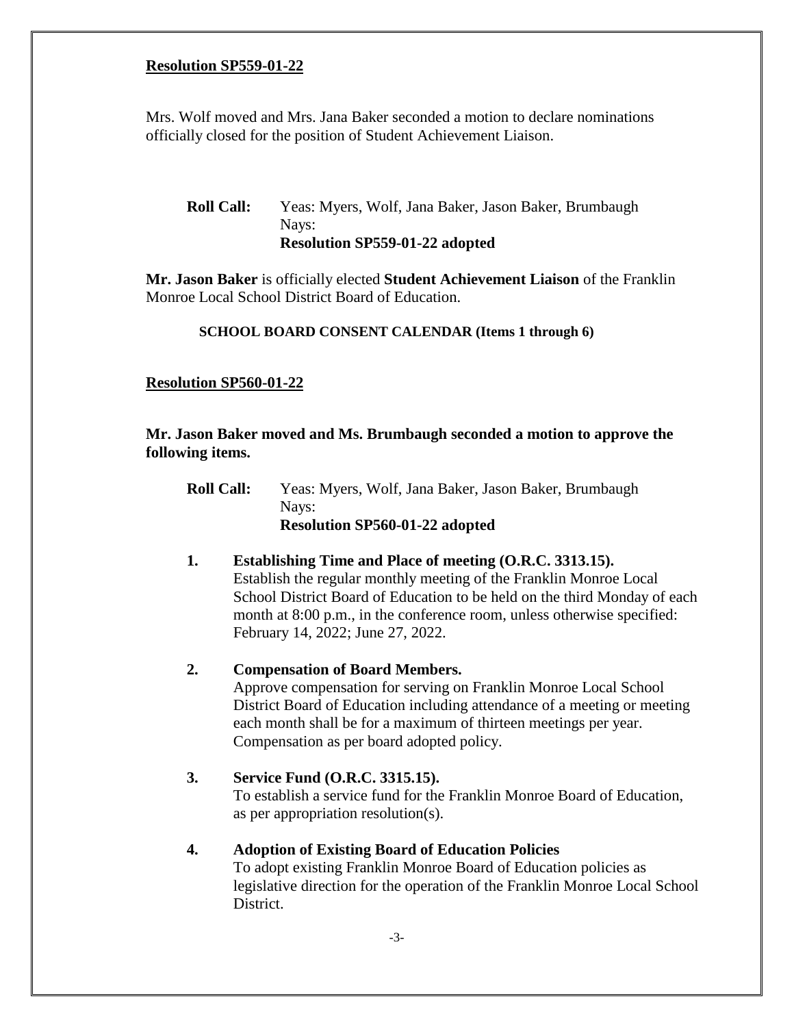**Resolution SP559-01-22**

Mrs. Wolf moved and Mrs. Jana Baker seconded a motion to declare nominations officially closed for the position of Student Achievement Liaison.

**Roll Call:** Yeas: Myers, Wolf, Jana Baker, Jason Baker, Brumbaugh
Nays:
**Resolution SP559-01-22 adopted**

**Mr. Jason Baker** is officially elected **Student Achievement Liaison** of the Franklin Monroe Local School District Board of Education.

**SCHOOL BOARD CONSENT CALENDAR (Items 1 through 6)**

**Resolution SP560-01-22**

**Mr. Jason Baker moved and Ms. Brumbaugh seconded a motion to approve the following items.**

**Roll Call:** Yeas: Myers, Wolf, Jana Baker, Jason Baker, Brumbaugh
Nays:
**Resolution SP560-01-22 adopted**

1. **Establishing Time and Place of meeting (O.R.C. 3313.15).**
   Establish the regular monthly meeting of the Franklin Monroe Local School District Board of Education to be held on the third Monday of each month at 8:00 p.m., in the conference room, unless otherwise specified: February 14, 2022; June 27, 2022.

2. **Compensation of Board Members.**
   Approve compensation for serving on Franklin Monroe Local School District Board of Education including attendance of a meeting or meeting each month shall be for a maximum of thirteen meetings per year. Compensation as per board adopted policy.

3. **Service Fund (O.R.C. 3315.15).**
   To establish a service fund for the Franklin Monroe Board of Education, as per appropriation resolution(s).

4. **Adoption of Existing Board of Education Policies**
   To adopt existing Franklin Monroe Board of Education policies as legislative direction for the operation of the Franklin Monroe Local School District.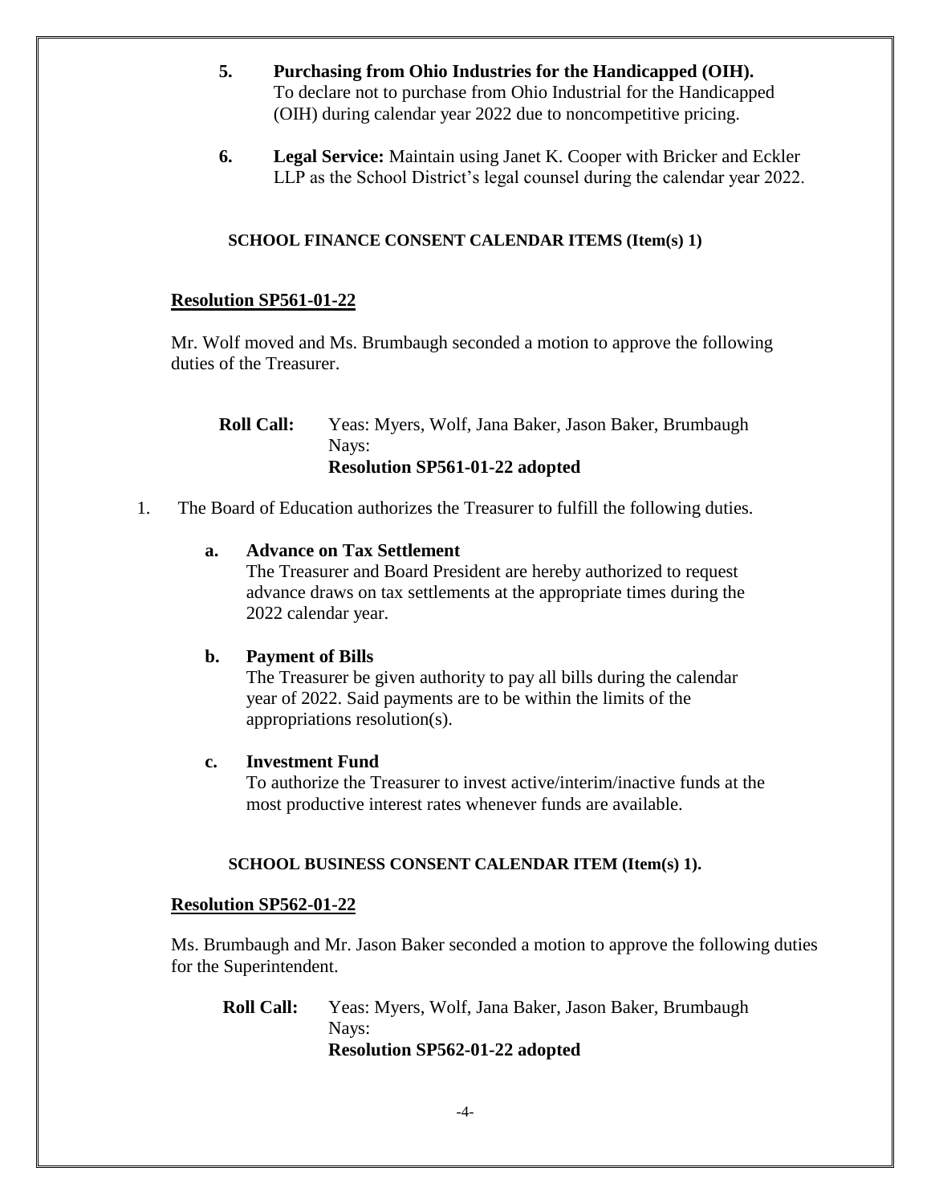5. **Purchasing from Ohio Industries for the Handicapped (OIH).**
   To declare not to purchase from Ohio Industrial for the Handicapped (OIH) during calendar year 2022 due to noncompetitive pricing.

6. **Legal Service:** Maintain using Janet K. Cooper with Bricker and Eckler LLP as the School District's legal counsel during the calendar year 2022.

**SCHOOL FINANCE CONSENT CALENDAR ITEMS (Item(s) 1)**

**Resolution SP561-01-22**

Mr. Wolf moved and Ms. Brumbaugh seconded a motion to approve the following duties of the Treasurer.

**Roll Call:** Yeas: Myers, Wolf, Jana Baker, Jason Baker, Brumbaugh
Nays:
**Resolution SP561-01-22 adopted**

1. The Board of Education authorizes the Treasurer to fulfill the following duties.

   a. **Advance on Tax Settlement**
      The Treasurer and Board President are hereby authorized to request advance draws on tax settlements at the appropriate times during the 2022 calendar year.

   b. **Payment of Bills**
      The Treasurer be given authority to pay all bills during the calendar year of 2022. Said payments are to be within the limits of the appropriations resolution(s).

   c. **Investment Fund**
      To authorize the Treasurer to invest active/interim/inactive funds at the most productive interest rates whenever funds are available.

**SCHOOL BUSINESS CONSENT CALENDAR ITEM (Item(s) 1).**

**Resolution SP562-01-22**

Ms. Brumbaugh and Mr. Jason Baker seconded a motion to approve the following duties for the Superintendent.

**Roll Call:** Yeas: Myers, Wolf, Jana Baker, Jason Baker, Brumbaugh
Nays:
**Resolution SP562-01-22 adopted**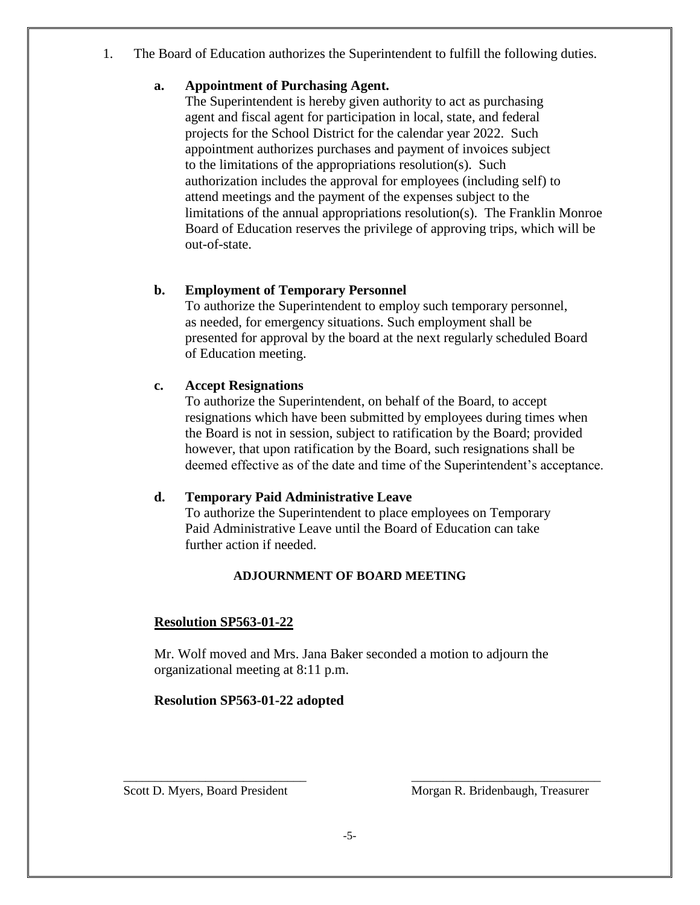1. The Board of Education authorizes the Superintendent to fulfill the following duties.

   **a. Appointment of Purchasing Agent.**
   The Superintendent is hereby given authority to act as purchasing agent and fiscal agent for participation in local, state, and federal projects for the School District for the calendar year 2022. Such appointment authorizes purchases and payment of invoices subject to the limitations of the appropriations resolution(s). Such authorization includes the approval for employees (including self) to attend meetings and the payment of the expenses subject to the limitations of the annual appropriations resolution(s). The Franklin Monroe Board of Education reserves the privilege of approving trips, which will be out-of-state.

   **b. Employment of Temporary Personnel**
   To authorize the Superintendent to employ such temporary personnel, as needed, for emergency situations. Such employment shall be presented for approval by the board at the next regularly scheduled Board of Education meeting.

   **c. Accept Resignations**
   To authorize the Superintendent, on behalf of the Board, to accept resignations which have been submitted by employees during times when the Board is not in session, subject to ratification by the Board; provided however, that upon ratification by the Board, such resignations shall be deemed effective as of the date and time of the Superintendent's acceptance.

   **d. Temporary Paid Administrative Leave**
   To authorize the Superintendent to place employees on Temporary Paid Administrative Leave until the Board of Education can take further action if needed.

## ADJOURNMENT OF BOARD MEETING

**Resolution SP563-01-22**

Mr. Wolf moved and Mrs. Jana Baker seconded a motion to adjourn the organizational meeting at 8:11 p.m.

**Resolution SP563-01-22 adopted**

_____________________________ Scott D. Myers, Board President

_____________________________ Morgan R. Bridenbaugh, Treasurer